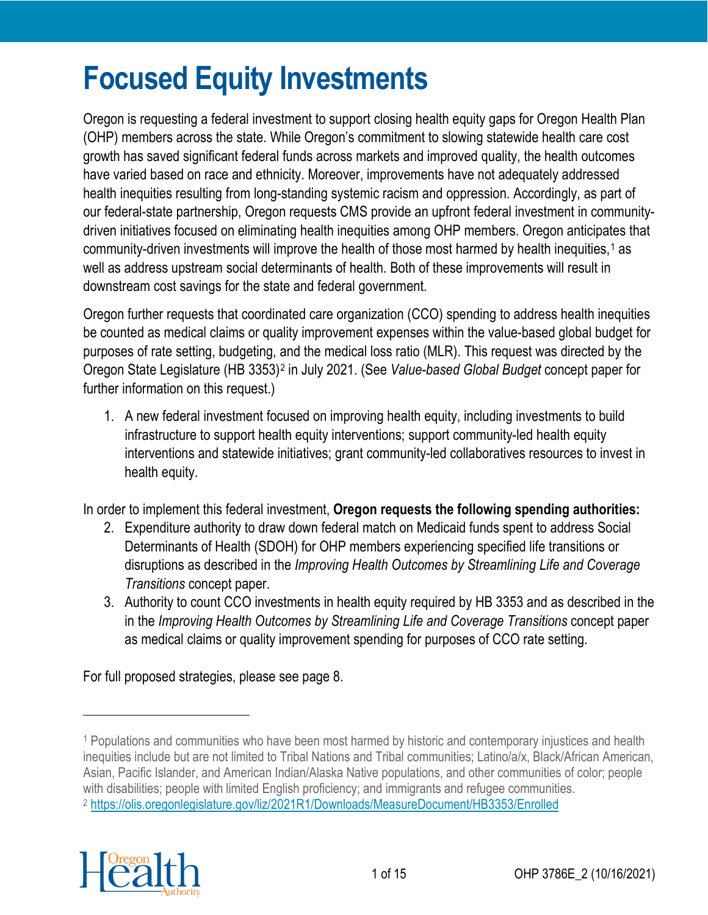# Focused Equity Investments

Oregon is requesting a federal investment to support closing health equity gaps for Oregon Health Plan (OHP) members across the state. While Oregon's commitment to slowing statewide health care cost growth has saved significant federal funds across markets and improved quality, the health outcomes have varied based on race and ethnicity. Moreover, improvements have not adequately addressed health inequities resulting from long-standing systemic racism and oppression. Accordingly, as part of our federal-state partnership, Oregon requests CMS provide an upfront federal investment in community-driven initiatives focused on eliminating health inequities among OHP members. Oregon anticipates that community-driven investments will improve the health of those most harmed by health inequities,[1] as well as address upstream social determinants of health. Both of these improvements will result in downstream cost savings for the state and federal government.

Oregon further requests that coordinated care organization (CCO) spending to address health inequities be counted as medical claims or quality improvement expenses within the value-based global budget for purposes of rate setting, budgeting, and the medical loss ratio (MLR). This request was directed by the Oregon State Legislature (HB 3353)[2] in July 2021. (See *Value-based Global Budget* concept paper for further information on this request.)

1. A new federal investment focused on improving health equity, including investments to build infrastructure to support health equity interventions; support community-led health equity interventions and statewide initiatives; grant community-led collaboratives resources to invest in health equity.

In order to implement this federal investment, **Oregon requests the following spending authorities:**

2. Expenditure authority to draw down federal match on Medicaid funds spent to address Social Determinants of Health (SDOH) for OHP members experiencing specified life transitions or disruptions as described in the *Improving Health Outcomes by Streamlining Life and Coverage Transitions* concept paper.
3. Authority to count CCO investments in health equity required by HB 3353 and as described in the in the *Improving Health Outcomes by Streamlining Life and Coverage Transitions* concept paper as medical claims or quality improvement spending for purposes of CCO rate setting.

For full proposed strategies, please see page 8.

---

[1] Populations and communities who have been most harmed by historic and contemporary injustices and health inequities include but are not limited to Tribal Nations and Tribal communities; Latino/a/x, Black/African American, Asian, Pacific Islander, and American Indian/Alaska Native populations, and other communities of color; people with disabilities; people with limited English proficiency; and immigrants and refugee communities.

[2] https://olis.oregonlegislature.gov/liz/2021R1/Downloads/MeasureDocument/HB3353/Enrolled

OHP 3786E_2 (10/16/2021)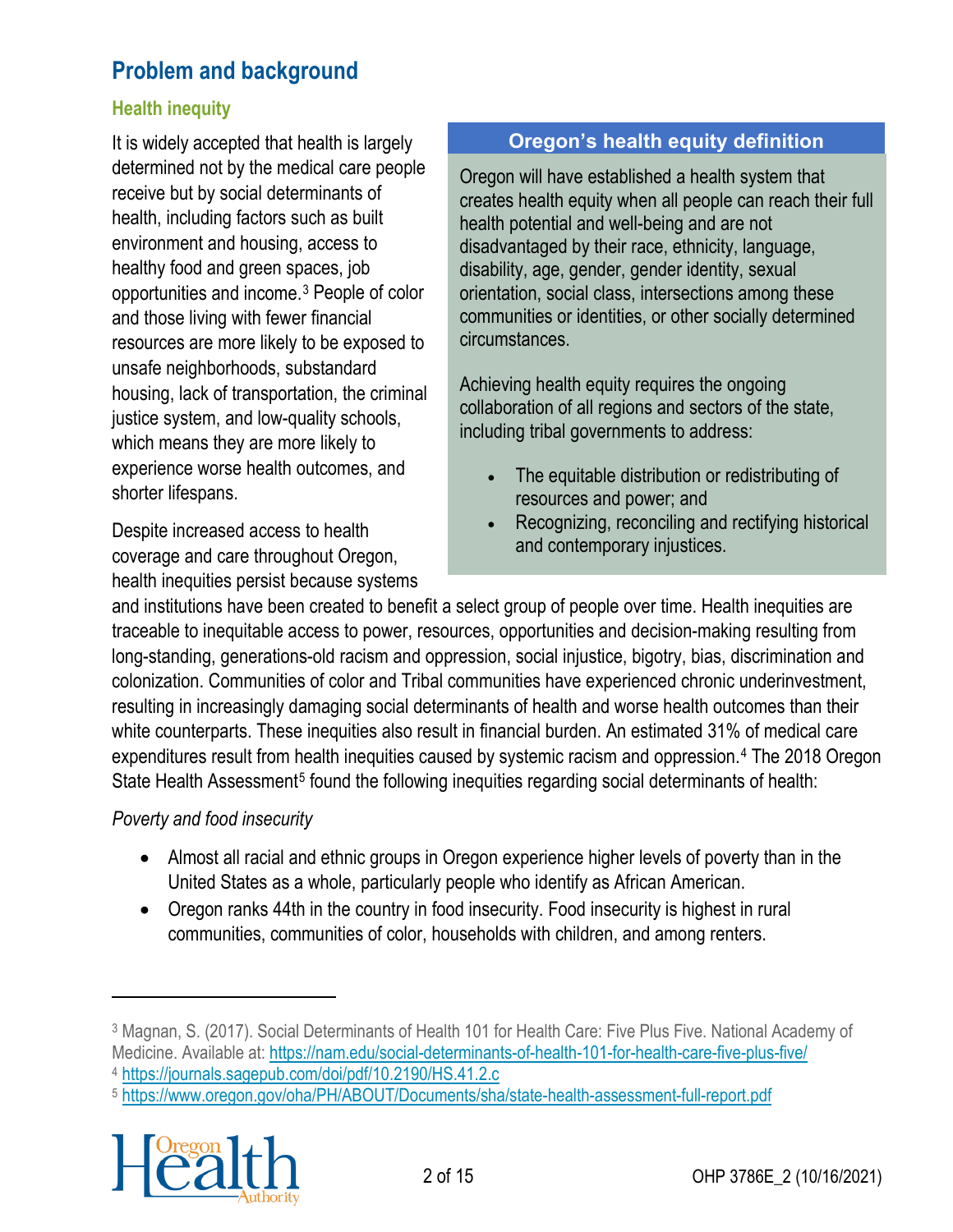## Problem and background

### Health inequity

It is widely accepted that health is largely determined not by the medical care people receive but by social determinants of health, including factors such as built environment and housing, access to healthy food and green spaces, job opportunities and income.[3] People of color and those living with fewer financial resources are more likely to be exposed to unsafe neighborhoods, substandard housing, lack of transportation, the criminal justice system, and low-quality schools, which means they are more likely to experience worse health outcomes, and shorter lifespans.

> **Oregon's health equity definition**
>
> Oregon will have established a health system that creates health equity when all people can reach their full health potential and well-being and are not disadvantaged by their race, ethnicity, language, disability, age, gender, gender identity, sexual orientation, social class, intersections among these communities or identities, or other socially determined circumstances.
>
> Achieving health equity requires the ongoing collaboration of all regions and sectors of the state, including tribal governments to address:
>
> - The equitable distribution or redistributing of resources and power; and
> - Recognizing, reconciling and rectifying historical and contemporary injustices.

Despite increased access to health coverage and care throughout Oregon, health inequities persist because systems and institutions have been created to benefit a select group of people over time. Health inequities are traceable to inequitable access to power, resources, opportunities and decision-making resulting from long-standing, generations-old racism and oppression, social injustice, bigotry, bias, discrimination and colonization. Communities of color and Tribal communities have experienced chronic underinvestment, resulting in increasingly damaging social determinants of health and worse health outcomes than their white counterparts. These inequities also result in financial burden. An estimated 31% of medical care expenditures result from health inequities caused by systemic racism and oppression.[4] The 2018 Oregon State Health Assessment[5] found the following inequities regarding social determinants of health:

*Poverty and food insecurity*

- Almost all racial and ethnic groups in Oregon experience higher levels of poverty than in the United States as a whole, particularly people who identify as African American.
- Oregon ranks 44th in the country in food insecurity. Food insecurity is highest in rural communities, communities of color, households with children, and among renters.

---

[3] Magnan, S. (2017). Social Determinants of Health 101 for Health Care: Five Plus Five. National Academy of Medicine. Available at: https://nam.edu/social-determinants-of-health-101-for-health-care-five-plus-five/

[4] https://journals.sagepub.com/doi/pdf/10.2190/HS.41.2.c

[5] https://www.oregon.gov/oha/PH/ABOUT/Documents/sha/state-health-assessment-full-report.pdf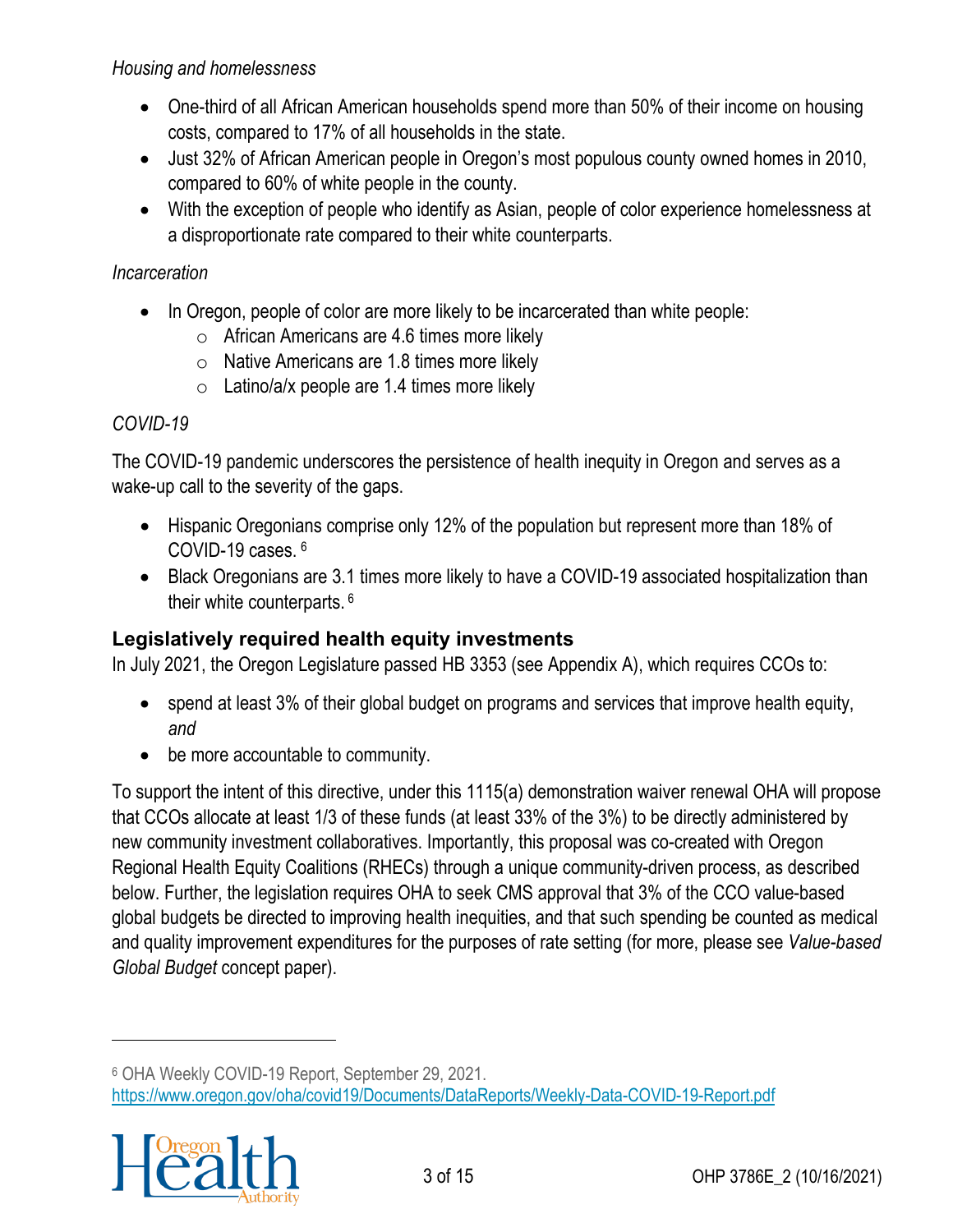*Housing and homelessness*

- One-third of all African American households spend more than 50% of their income on housing costs, compared to 17% of all households in the state.
- Just 32% of African American people in Oregon's most populous county owned homes in 2010, compared to 60% of white people in the county.
- With the exception of people who identify as Asian, people of color experience homelessness at a disproportionate rate compared to their white counterparts.

*Incarceration*

- In Oregon, people of color are more likely to be incarcerated than white people:
  - African Americans are 4.6 times more likely
  - Native Americans are 1.8 times more likely
  - Latino/a/x people are 1.4 times more likely

*COVID-19*

The COVID-19 pandemic underscores the persistence of health inequity in Oregon and serves as a wake-up call to the severity of the gaps.

- Hispanic Oregonians comprise only 12% of the population but represent more than 18% of COVID-19 cases. [6]
- Black Oregonians are 3.1 times more likely to have a COVID-19 associated hospitalization than their white counterparts. [6]

## Legislatively required health equity investments

In July 2021, the Oregon Legislature passed HB 3353 (see Appendix A), which requires CCOs to:

- spend at least 3% of their global budget on programs and services that improve health equity, *and*
- be more accountable to community.

To support the intent of this directive, under this 1115(a) demonstration waiver renewal OHA will propose that CCOs allocate at least 1/3 of these funds (at least 33% of the 3%) to be directly administered by new community investment collaboratives. Importantly, this proposal was co-created with Oregon Regional Health Equity Coalitions (RHECs) through a unique community-driven process, as described below. Further, the legislation requires OHA to seek CMS approval that 3% of the CCO value-based global budgets be directed to improving health inequities, and that such spending be counted as medical and quality improvement expenditures for the purposes of rate setting (for more, please see *Value-based Global Budget* concept paper).

---

[6] OHA Weekly COVID-19 Report, September 29, 2021. https://www.oregon.gov/oha/covid19/Documents/DataReports/Weekly-Data-COVID-19-Report.pdf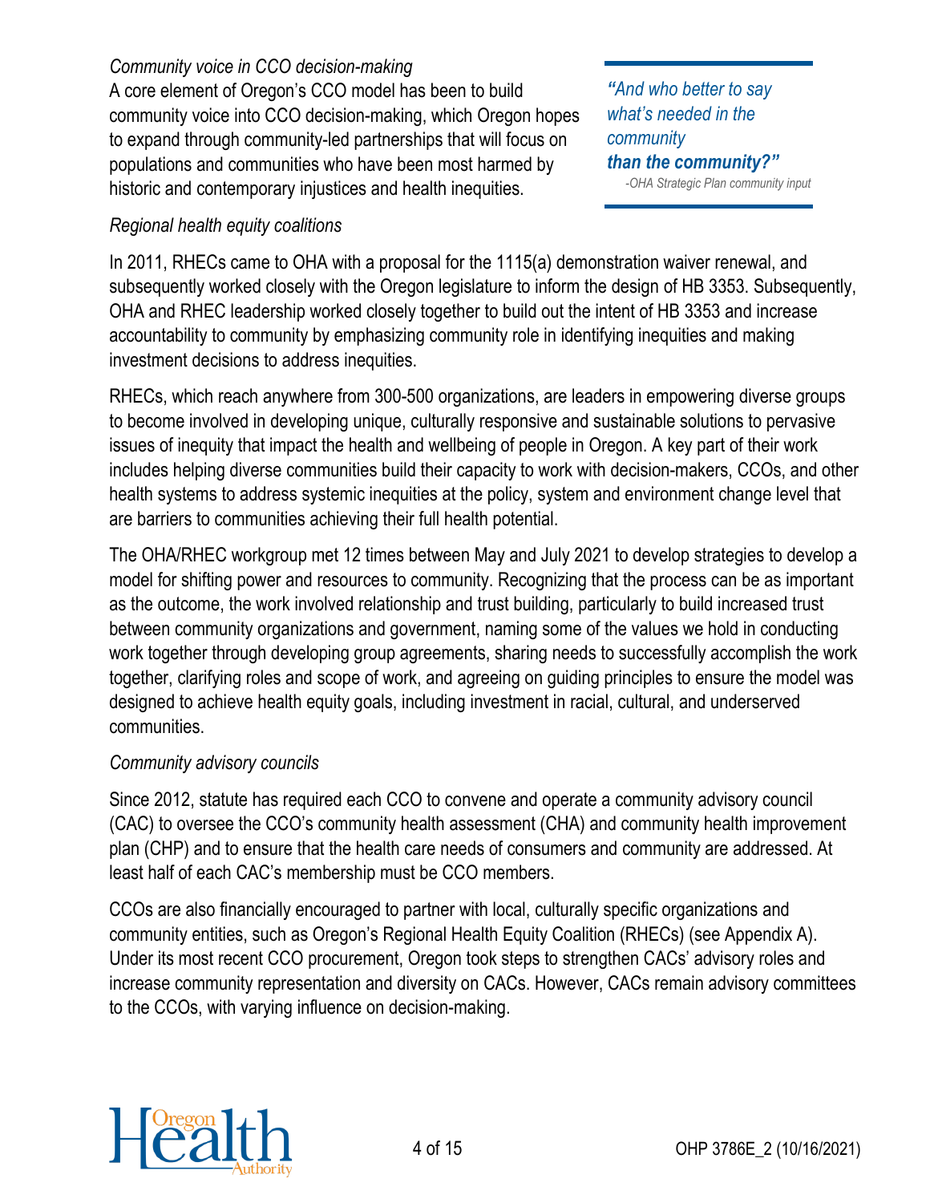*Community voice in CCO decision-making*

A core element of Oregon's CCO model has been to build community voice into CCO decision-making, which Oregon hopes to expand through community-led partnerships that will focus on populations and communities who have been most harmed by historic and contemporary injustices and health inequities.

> ***"**And who better to say what's needed in the community* ***than the community?"***
>
> *-OHA Strategic Plan community input*

*Regional health equity coalitions*

In 2011, RHECs came to OHA with a proposal for the 1115(a) demonstration waiver renewal, and subsequently worked closely with the Oregon legislature to inform the design of HB 3353. Subsequently, OHA and RHEC leadership worked closely together to build out the intent of HB 3353 and increase accountability to community by emphasizing community role in identifying inequities and making investment decisions to address inequities.

RHECs, which reach anywhere from 300-500 organizations, are leaders in empowering diverse groups to become involved in developing unique, culturally responsive and sustainable solutions to pervasive issues of inequity that impact the health and wellbeing of people in Oregon. A key part of their work includes helping diverse communities build their capacity to work with decision-makers, CCOs, and other health systems to address systemic inequities at the policy, system and environment change level that are barriers to communities achieving their full health potential.

The OHA/RHEC workgroup met 12 times between May and July 2021 to develop strategies to develop a model for shifting power and resources to community. Recognizing that the process can be as important as the outcome, the work involved relationship and trust building, particularly to build increased trust between community organizations and government, naming some of the values we hold in conducting work together through developing group agreements, sharing needs to successfully accomplish the work together, clarifying roles and scope of work, and agreeing on guiding principles to ensure the model was designed to achieve health equity goals, including investment in racial, cultural, and underserved communities.

*Community advisory councils*

Since 2012, statute has required each CCO to convene and operate a community advisory council (CAC) to oversee the CCO's community health assessment (CHA) and community health improvement plan (CHP) and to ensure that the health care needs of consumers and community are addressed. At least half of each CAC's membership must be CCO members.

CCOs are also financially encouraged to partner with local, culturally specific organizations and community entities, such as Oregon's Regional Health Equity Coalition (RHECs) (see Appendix A). Under its most recent CCO procurement, Oregon took steps to strengthen CACs' advisory roles and increase community representation and diversity on CACs. However, CACs remain advisory committees to the CCOs, with varying influence on decision-making.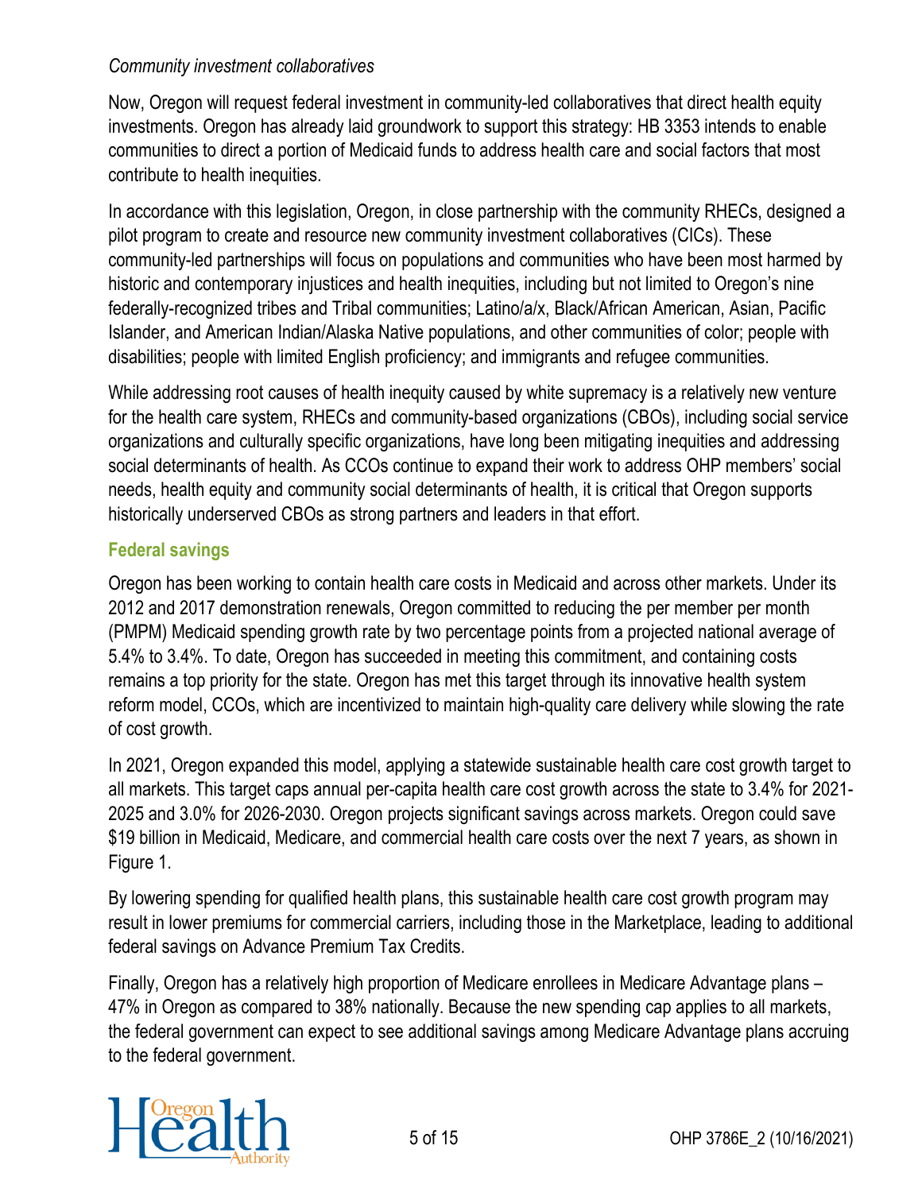*Community investment collaboratives*

Now, Oregon will request federal investment in community-led collaboratives that direct health equity investments. Oregon has already laid groundwork to support this strategy: HB 3353 intends to enable communities to direct a portion of Medicaid funds to address health care and social factors that most contribute to health inequities.

In accordance with this legislation, Oregon, in close partnership with the community RHECs, designed a pilot program to create and resource new community investment collaboratives (CICs). These community-led partnerships will focus on populations and communities who have been most harmed by historic and contemporary injustices and health inequities, including but not limited to Oregon's nine federally-recognized tribes and Tribal communities; Latino/a/x, Black/African American, Asian, Pacific Islander, and American Indian/Alaska Native populations, and other communities of color; people with disabilities; people with limited English proficiency; and immigrants and refugee communities.

While addressing root causes of health inequity caused by white supremacy is a relatively new venture for the health care system, RHECs and community-based organizations (CBOs), including social service organizations and culturally specific organizations, have long been mitigating inequities and addressing social determinants of health. As CCOs continue to expand their work to address OHP members' social needs, health equity and community social determinants of health, it is critical that Oregon supports historically underserved CBOs as strong partners and leaders in that effort.

### Federal savings

Oregon has been working to contain health care costs in Medicaid and across other markets. Under its 2012 and 2017 demonstration renewals, Oregon committed to reducing the per member per month (PMPM) Medicaid spending growth rate by two percentage points from a projected national average of 5.4% to 3.4%. To date, Oregon has succeeded in meeting this commitment, and containing costs remains a top priority for the state. Oregon has met this target through its innovative health system reform model, CCOs, which are incentivized to maintain high-quality care delivery while slowing the rate of cost growth.

In 2021, Oregon expanded this model, applying a statewide sustainable health care cost growth target to all markets. This target caps annual per-capita health care cost growth across the state to 3.4% for 2021-2025 and 3.0% for 2026-2030. Oregon projects significant savings across markets. Oregon could save $19 billion in Medicaid, Medicare, and commercial health care costs over the next 7 years, as shown in Figure 1.

By lowering spending for qualified health plans, this sustainable health care cost growth program may result in lower premiums for commercial carriers, including those in the Marketplace, leading to additional federal savings on Advance Premium Tax Credits.

Finally, Oregon has a relatively high proportion of Medicare enrollees in Medicare Advantage plans – 47% in Oregon as compared to 38% nationally. Because the new spending cap applies to all markets, the federal government can expect to see additional savings among Medicare Advantage plans accruing to the federal government.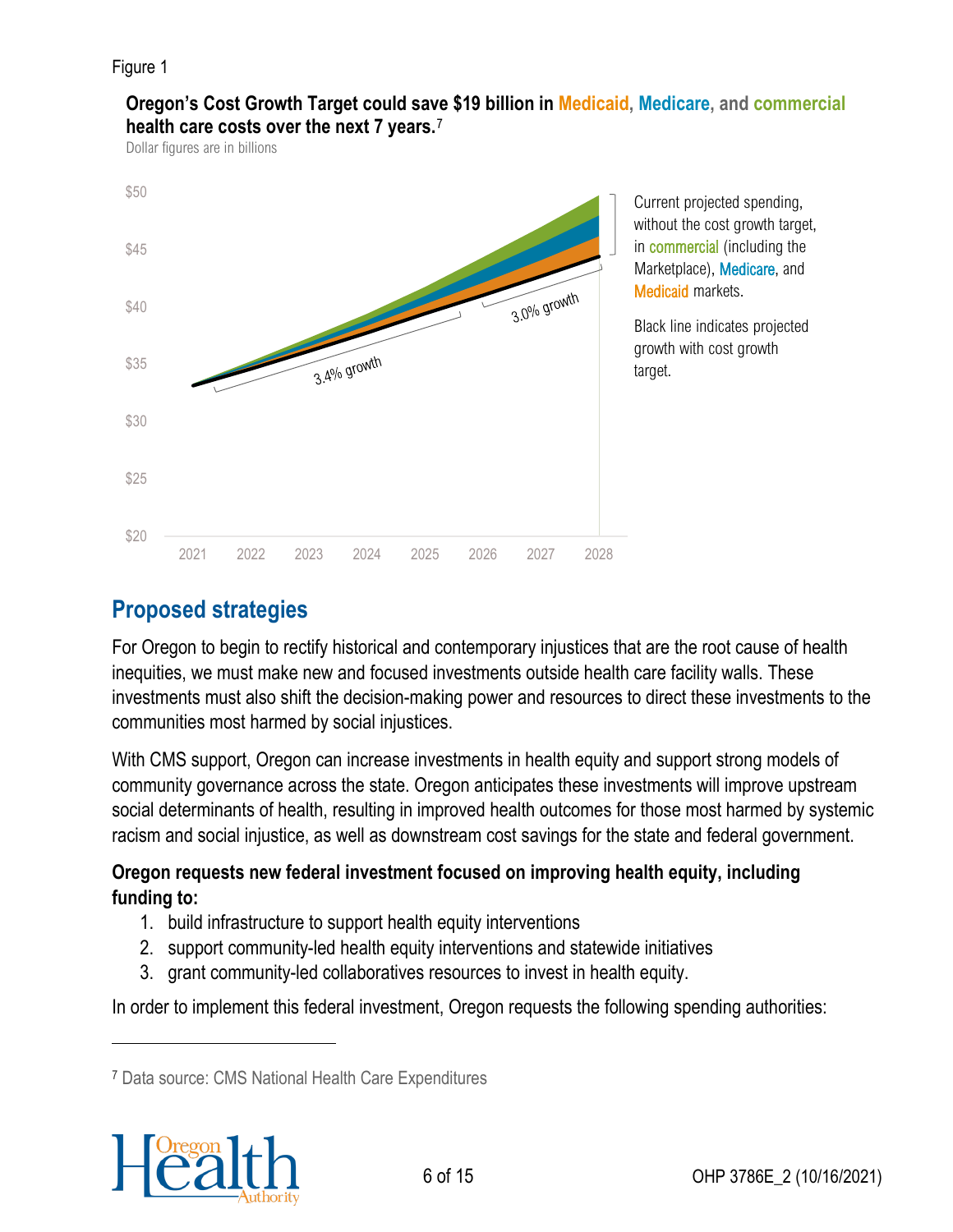Figure 1

**Oregon's Cost Growth Target could save $19 billion in Medicaid, Medicare, and commercial health care costs over the next 7 years.**[7]

Dollar figures are in billions

Current projected spending, without the cost growth target, in commercial (including the Marketplace), Medicare, and Medicaid markets.

Black line indicates projected growth with cost growth target.

## Proposed strategies

For Oregon to begin to rectify historical and contemporary injustices that are the root cause of health inequities, we must make new and focused investments outside health care facility walls. These investments must also shift the decision-making power and resources to direct these investments to the communities most harmed by social injustices.

With CMS support, Oregon can increase investments in health equity and support strong models of community governance across the state. Oregon anticipates these investments will improve upstream social determinants of health, resulting in improved health outcomes for those most harmed by systemic racism and social injustice, as well as downstream cost savings for the state and federal government.

**Oregon requests new federal investment focused on improving health equity, including funding to:**

1. build infrastructure to support health equity interventions
2. support community-led health equity interventions and statewide initiatives
3. grant community-led collaboratives resources to invest in health equity.

In order to implement this federal investment, Oregon requests the following spending authorities:

[7] Data source: CMS National Health Care Expenditures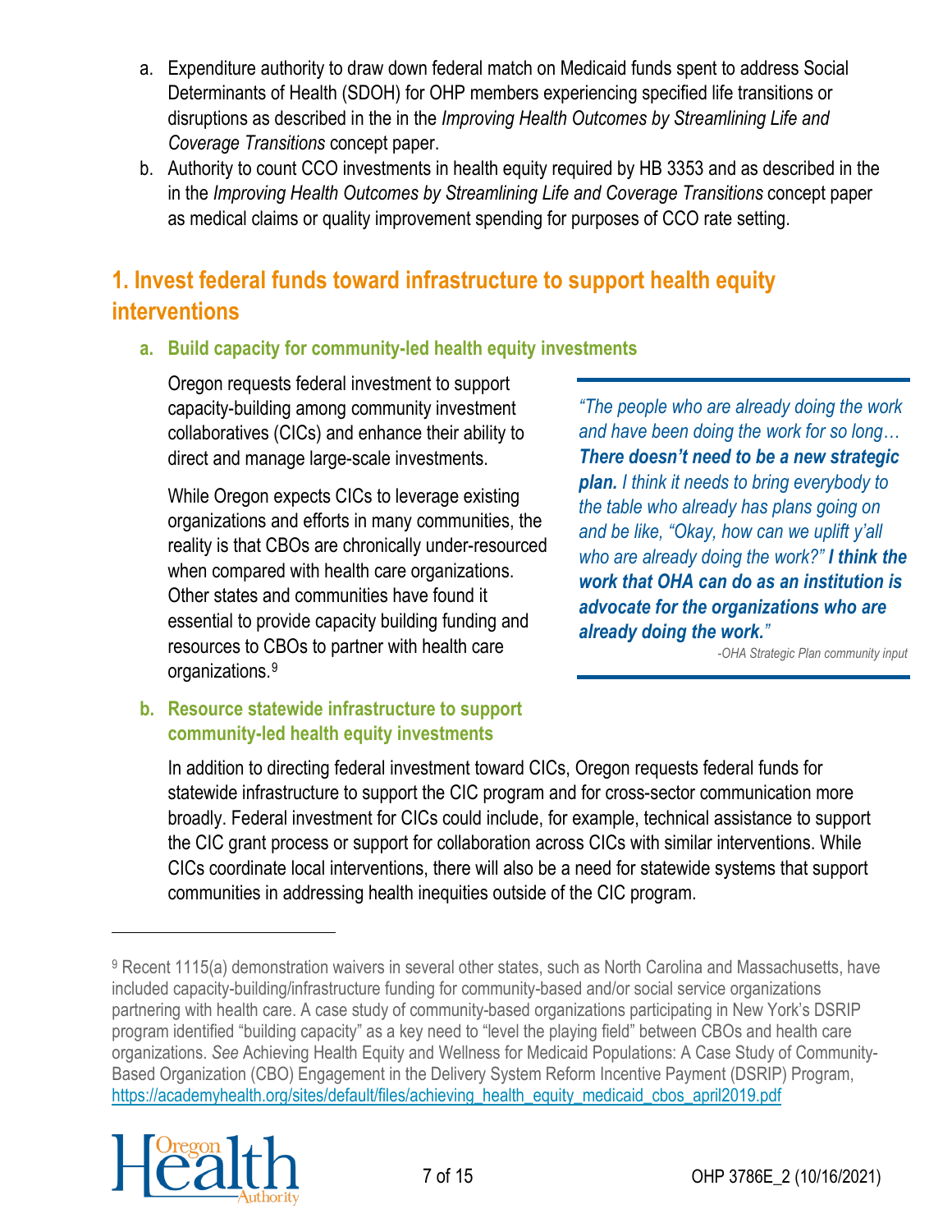a. Expenditure authority to draw down federal match on Medicaid funds spent to address Social Determinants of Health (SDOH) for OHP members experiencing specified life transitions or disruptions as described in the in the *Improving Health Outcomes by Streamlining Life and Coverage Transitions* concept paper.
b. Authority to count CCO investments in health equity required by HB 3353 and as described in the in the *Improving Health Outcomes by Streamlining Life and Coverage Transitions* concept paper as medical claims or quality improvement spending for purposes of CCO rate setting.

## 1. Invest federal funds toward infrastructure to support health equity interventions

### a. Build capacity for community-led health equity investments

Oregon requests federal investment to support capacity-building among community investment collaboratives (CICs) and enhance their ability to direct and manage large-scale investments.

While Oregon expects CICs to leverage existing organizations and efforts in many communities, the reality is that CBOs are chronically under-resourced when compared with health care organizations. Other states and communities have found it essential to provide capacity building funding and resources to CBOs to partner with health care organizations.[9]

> *"The people who are already doing the work and have been doing the work for so long… **There doesn't need to be a new strategic plan.** I think it needs to bring everybody to the table who already has plans going on and be like, "Okay, how can we uplift y'all who are already doing the work?" **I think the work that OHA can do as an institution is advocate for the organizations who are already doing the work.**"*
>
> *-OHA Strategic Plan community input*

### b. Resource statewide infrastructure to support community-led health equity investments

In addition to directing federal investment toward CICs, Oregon requests federal funds for statewide infrastructure to support the CIC program and for cross-sector communication more broadly. Federal investment for CICs could include, for example, technical assistance to support the CIC grant process or support for collaboration across CICs with similar interventions. While CICs coordinate local interventions, there will also be a need for statewide systems that support communities in addressing health inequities outside of the CIC program.

---

[9] Recent 1115(a) demonstration waivers in several other states, such as North Carolina and Massachusetts, have included capacity-building/infrastructure funding for community-based and/or social service organizations partnering with health care. A case study of community-based organizations participating in New York's DSRIP program identified "building capacity" as a key need to "level the playing field" between CBOs and health care organizations. *See* Achieving Health Equity and Wellness for Medicaid Populations: A Case Study of Community-Based Organization (CBO) Engagement in the Delivery System Reform Incentive Payment (DSRIP) Program, https://academyhealth.org/sites/default/files/achieving_health_equity_medicaid_cbos_april2019.pdf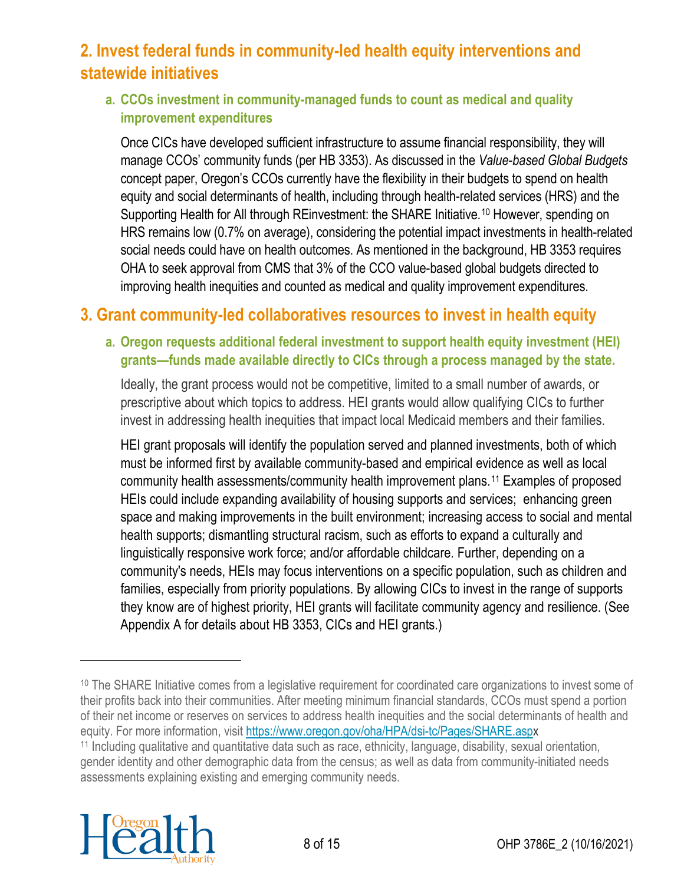## 2. Invest federal funds in community-led health equity interventions and statewide initiatives

### a. CCOs investment in community-managed funds to count as medical and quality improvement expenditures

Once CICs have developed sufficient infrastructure to assume financial responsibility, they will manage CCOs' community funds (per HB 3353). As discussed in the *Value-based Global Budgets* concept paper, Oregon's CCOs currently have the flexibility in their budgets to spend on health equity and social determinants of health, including through health-related services (HRS) and the Supporting Health for All through REinvestment: the SHARE Initiative.[10] However, spending on HRS remains low (0.7% on average), considering the potential impact investments in health-related social needs could have on health outcomes. As mentioned in the background, HB 3353 requires OHA to seek approval from CMS that 3% of the CCO value-based global budgets directed to improving health inequities and counted as medical and quality improvement expenditures.

## 3. Grant community-led collaboratives resources to invest in health equity

### a. Oregon requests additional federal investment to support health equity investment (HEI) grants—funds made available directly to CICs through a process managed by the state.

Ideally, the grant process would not be competitive, limited to a small number of awards, or prescriptive about which topics to address. HEI grants would allow qualifying CICs to further invest in addressing health inequities that impact local Medicaid members and their families.

HEI grant proposals will identify the population served and planned investments, both of which must be informed first by available community-based and empirical evidence as well as local community health assessments/community health improvement plans.[11] Examples of proposed HEIs could include expanding availability of housing supports and services; enhancing green space and making improvements in the built environment; increasing access to social and mental health supports; dismantling structural racism, such as efforts to expand a culturally and linguistically responsive work force; and/or affordable childcare. Further, depending on a community's needs, HEIs may focus interventions on a specific population, such as children and families, especially from priority populations. By allowing CICs to invest in the range of supports they know are of highest priority, HEI grants will facilitate community agency and resilience. (See Appendix A for details about HB 3353, CICs and HEI grants.)

---

[10] The SHARE Initiative comes from a legislative requirement for coordinated care organizations to invest some of their profits back into their communities. After meeting minimum financial standards, CCOs must spend a portion of their net income or reserves on services to address health inequities and the social determinants of health and equity. For more information, visit https://www.oregon.gov/oha/HPA/dsi-tc/Pages/SHARE.aspx

[11] Including qualitative and quantitative data such as race, ethnicity, language, disability, sexual orientation, gender identity and other demographic data from the census; as well as data from community-initiated needs assessments explaining existing and emerging community needs.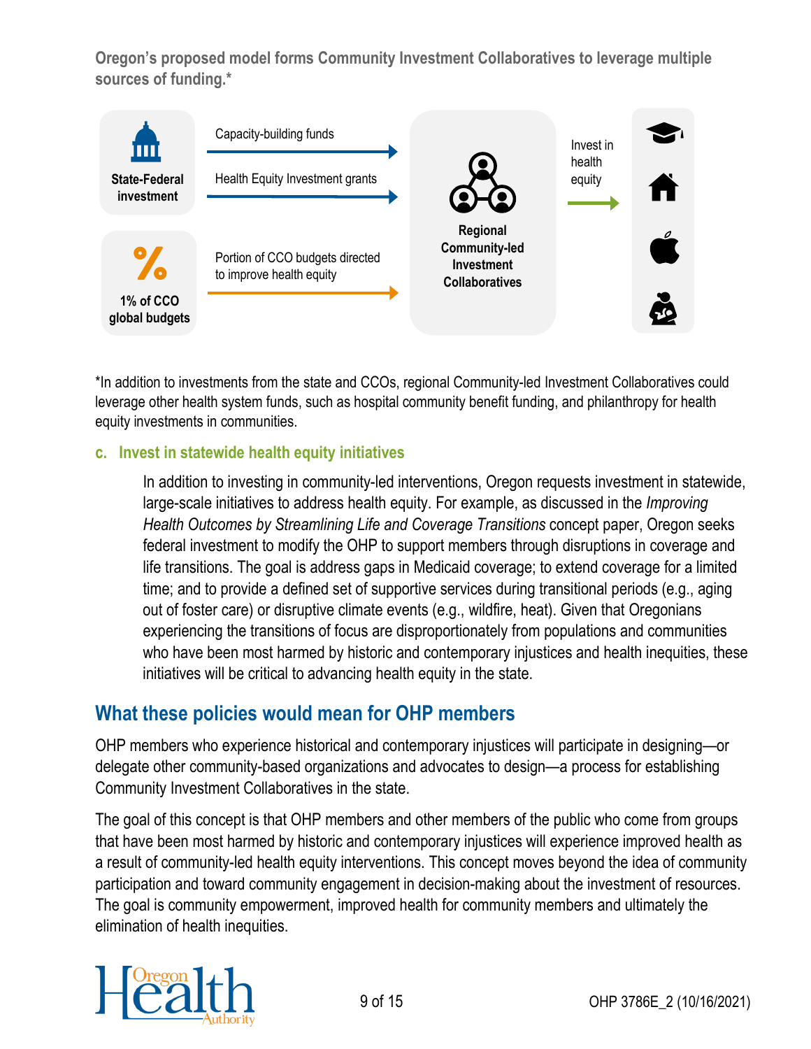**Oregon's proposed model forms Community Investment Collaboratives to leverage multiple sources of funding.***

**State-Federal investment**

Capacity-building funds

Health Equity Investment grants

**1% of CCO global budgets**

Portion of CCO budgets directed to improve health equity

**Regional Community-led Investment Collaboratives**

Invest in health equity

*In addition to investments from the state and CCOs, regional Community-led Investment Collaboratives could leverage other health system funds, such as hospital community benefit funding, and philanthropy for health equity investments in communities.

### c. Invest in statewide health equity initiatives

In addition to investing in community-led interventions, Oregon requests investment in statewide, large-scale initiatives to address health equity. For example, as discussed in the *Improving Health Outcomes by Streamlining Life and Coverage Transitions* concept paper, Oregon seeks federal investment to modify the OHP to support members through disruptions in coverage and life transitions. The goal is address gaps in Medicaid coverage; to extend coverage for a limited time; and to provide a defined set of supportive services during transitional periods (e.g., aging out of foster care) or disruptive climate events (e.g., wildfire, heat). Given that Oregonians experiencing the transitions of focus are disproportionately from populations and communities who have been most harmed by historic and contemporary injustices and health inequities, these initiatives will be critical to advancing health equity in the state.

## What these policies would mean for OHP members

OHP members who experience historical and contemporary injustices will participate in designing—or delegate other community-based organizations and advocates to design—a process for establishing Community Investment Collaboratives in the state.

The goal of this concept is that OHP members and other members of the public who come from groups that have been most harmed by historic and contemporary injustices will experience improved health as a result of community-led health equity interventions. This concept moves beyond the idea of community participation and toward community engagement in decision-making about the investment of resources. The goal is community empowerment, improved health for community members and ultimately the elimination of health inequities.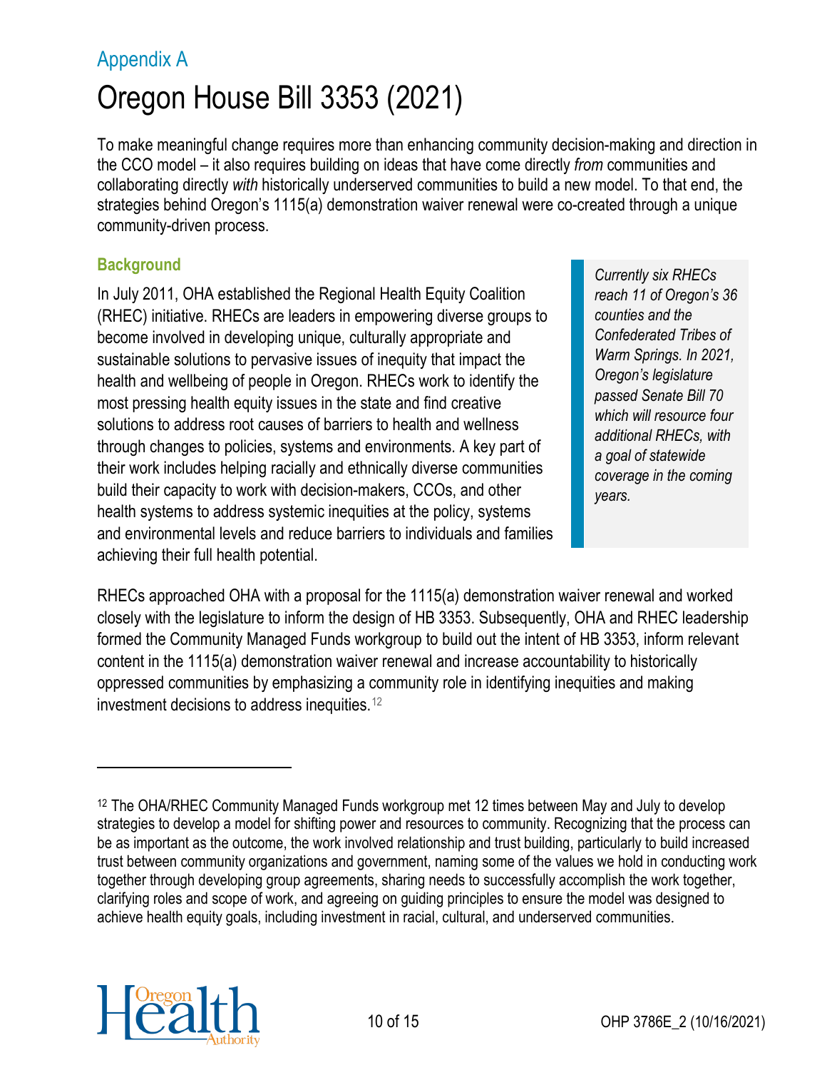## Appendix A

# Oregon House Bill 3353 (2021)

To make meaningful change requires more than enhancing community decision-making and direction in the CCO model – it also requires building on ideas that have come directly *from* communities and collaborating directly *with* historically underserved communities to build a new model. To that end, the strategies behind Oregon's 1115(a) demonstration waiver renewal were co-created through a unique community-driven process.

### Background

In July 2011, OHA established the Regional Health Equity Coalition (RHEC) initiative. RHECs are leaders in empowering diverse groups to become involved in developing unique, culturally appropriate and sustainable solutions to pervasive issues of inequity that impact the health and wellbeing of people in Oregon. RHECs work to identify the most pressing health equity issues in the state and find creative solutions to address root causes of barriers to health and wellness through changes to policies, systems and environments. A key part of their work includes helping racially and ethnically diverse communities build their capacity to work with decision-makers, CCOs, and other health systems to address systemic inequities at the policy, systems and environmental levels and reduce barriers to individuals and families achieving their full health potential.

> *Currently six RHECs reach 11 of Oregon's 36 counties and the Confederated Tribes of Warm Springs. In 2021, Oregon's legislature passed Senate Bill 70 which will resource four additional RHECs, with a goal of statewide coverage in the coming years.*

RHECs approached OHA with a proposal for the 1115(a) demonstration waiver renewal and worked closely with the legislature to inform the design of HB 3353. Subsequently, OHA and RHEC leadership formed the Community Managed Funds workgroup to build out the intent of HB 3353, inform relevant content in the 1115(a) demonstration waiver renewal and increase accountability to historically oppressed communities by emphasizing a community role in identifying inequities and making investment decisions to address inequities.[12]

---

[12] The OHA/RHEC Community Managed Funds workgroup met 12 times between May and July to develop strategies to develop a model for shifting power and resources to community. Recognizing that the process can be as important as the outcome, the work involved relationship and trust building, particularly to build increased trust between community organizations and government, naming some of the values we hold in conducting work together through developing group agreements, sharing needs to successfully accomplish the work together, clarifying roles and scope of work, and agreeing on guiding principles to ensure the model was designed to achieve health equity goals, including investment in racial, cultural, and underserved communities.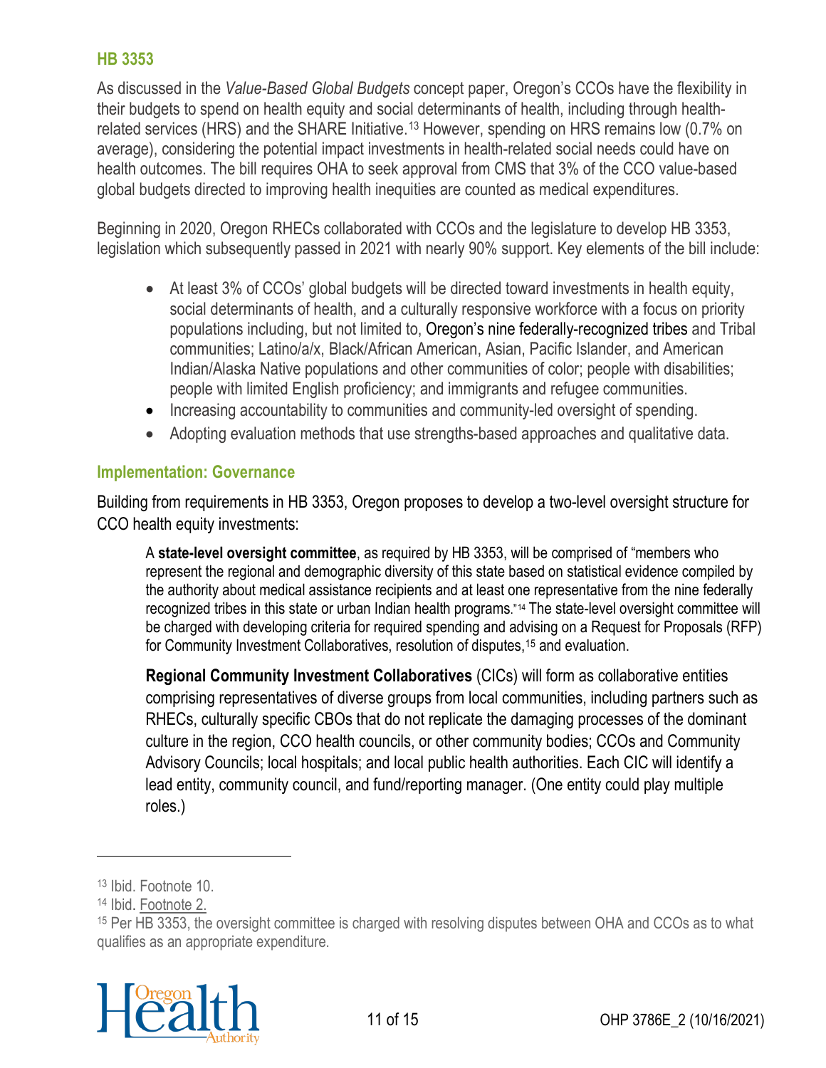## HB 3353

As discussed in the *Value-Based Global Budgets* concept paper, Oregon's CCOs have the flexibility in their budgets to spend on health equity and social determinants of health, including through health-related services (HRS) and the SHARE Initiative.[13] However, spending on HRS remains low (0.7% on average), considering the potential impact investments in health-related social needs could have on health outcomes. The bill requires OHA to seek approval from CMS that 3% of the CCO value-based global budgets directed to improving health inequities are counted as medical expenditures.

Beginning in 2020, Oregon RHECs collaborated with CCOs and the legislature to develop HB 3353, legislation which subsequently passed in 2021 with nearly 90% support. Key elements of the bill include:

- At least 3% of CCOs' global budgets will be directed toward investments in health equity, social determinants of health, and a culturally responsive workforce with a focus on priority populations including, but not limited to, Oregon's nine federally-recognized tribes and Tribal communities; Latino/a/x, Black/African American, Asian, Pacific Islander, and American Indian/Alaska Native populations and other communities of color; people with disabilities; people with limited English proficiency; and immigrants and refugee communities.
- Increasing accountability to communities and community-led oversight of spending.
- Adopting evaluation methods that use strengths-based approaches and qualitative data.

### Implementation: Governance

Building from requirements in HB 3353, Oregon proposes to develop a two-level oversight structure for CCO health equity investments:

> A **state-level oversight committee**, as required by HB 3353, will be comprised of "members who represent the regional and demographic diversity of this state based on statistical evidence compiled by the authority about medical assistance recipients and at least one representative from the nine federally recognized tribes in this state or urban Indian health programs."[14] The state-level oversight committee will be charged with developing criteria for required spending and advising on a Request for Proposals (RFP) for Community Investment Collaboratives, resolution of disputes,[15] and evaluation.
>
> **Regional Community Investment Collaboratives** (CICs) will form as collaborative entities comprising representatives of diverse groups from local communities, including partners such as RHECs, culturally specific CBOs that do not replicate the damaging processes of the dominant culture in the region, CCO health councils, or other community bodies; CCOs and Community Advisory Councils; local hospitals; and local public health authorities. Each CIC will identify a lead entity, community council, and fund/reporting manager. (One entity could play multiple roles.)

---

[13] Ibid. Footnote 10.

[14] Ibid. Footnote 2.

[15] Per HB 3353, the oversight committee is charged with resolving disputes between OHA and CCOs as to what qualifies as an appropriate expenditure.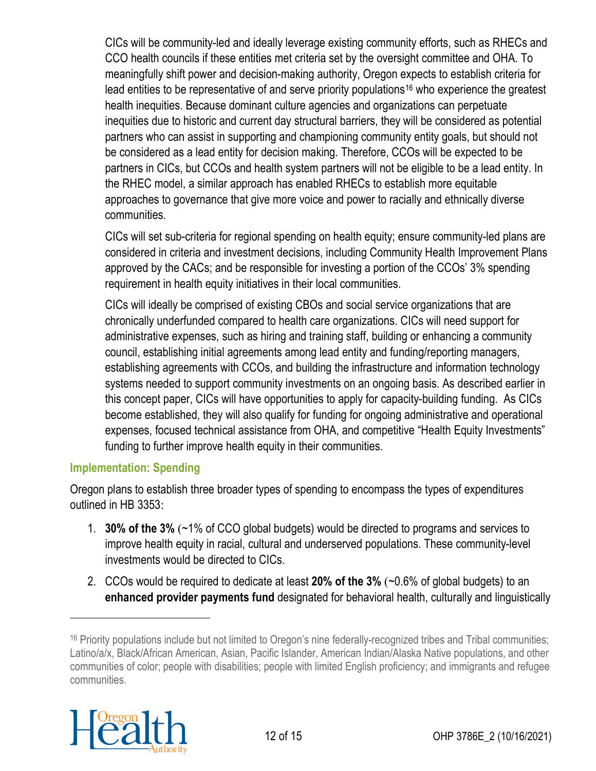CICs will be community-led and ideally leverage existing community efforts, such as RHECs and CCO health councils if these entities met criteria set by the oversight committee and OHA. To meaningfully shift power and decision-making authority, Oregon expects to establish criteria for lead entities to be representative of and serve priority populations[16] who experience the greatest health inequities. Because dominant culture agencies and organizations can perpetuate inequities due to historic and current day structural barriers, they will be considered as potential partners who can assist in supporting and championing community entity goals, but should not be considered as a lead entity for decision making. Therefore, CCOs will be expected to be partners in CICs, but CCOs and health system partners will not be eligible to be a lead entity. In the RHEC model, a similar approach has enabled RHECs to establish more equitable approaches to governance that give more voice and power to racially and ethnically diverse communities.

CICs will set sub-criteria for regional spending on health equity; ensure community-led plans are considered in criteria and investment decisions, including Community Health Improvement Plans approved by the CACs; and be responsible for investing a portion of the CCOs' 3% spending requirement in health equity initiatives in their local communities.

CICs will ideally be comprised of existing CBOs and social service organizations that are chronically underfunded compared to health care organizations. CICs will need support for administrative expenses, such as hiring and training staff, building or enhancing a community council, establishing initial agreements among lead entity and funding/reporting managers, establishing agreements with CCOs, and building the infrastructure and information technology systems needed to support community investments on an ongoing basis. As described earlier in this concept paper, CICs will have opportunities to apply for capacity-building funding. As CICs become established, they will also qualify for funding for ongoing administrative and operational expenses, focused technical assistance from OHA, and competitive "Health Equity Investments" funding to further improve health equity in their communities.

### Implementation: Spending

Oregon plans to establish three broader types of spending to encompass the types of expenditures outlined in HB 3353:

1. **30% of the 3%** (~1% of CCO global budgets) would be directed to programs and services to improve health equity in racial, cultural and underserved populations. These community-level investments would be directed to CICs.
2. CCOs would be required to dedicate at least **20% of the 3%** (~0.6% of global budgets) to an **enhanced provider payments fund** designated for behavioral health, culturally and linguistically

[16] Priority populations include but not limited to Oregon's nine federally-recognized tribes and Tribal communities; Latino/a/x, Black/African American, Asian, Pacific Islander, American Indian/Alaska Native populations, and other communities of color; people with disabilities; people with limited English proficiency; and immigrants and refugee communities.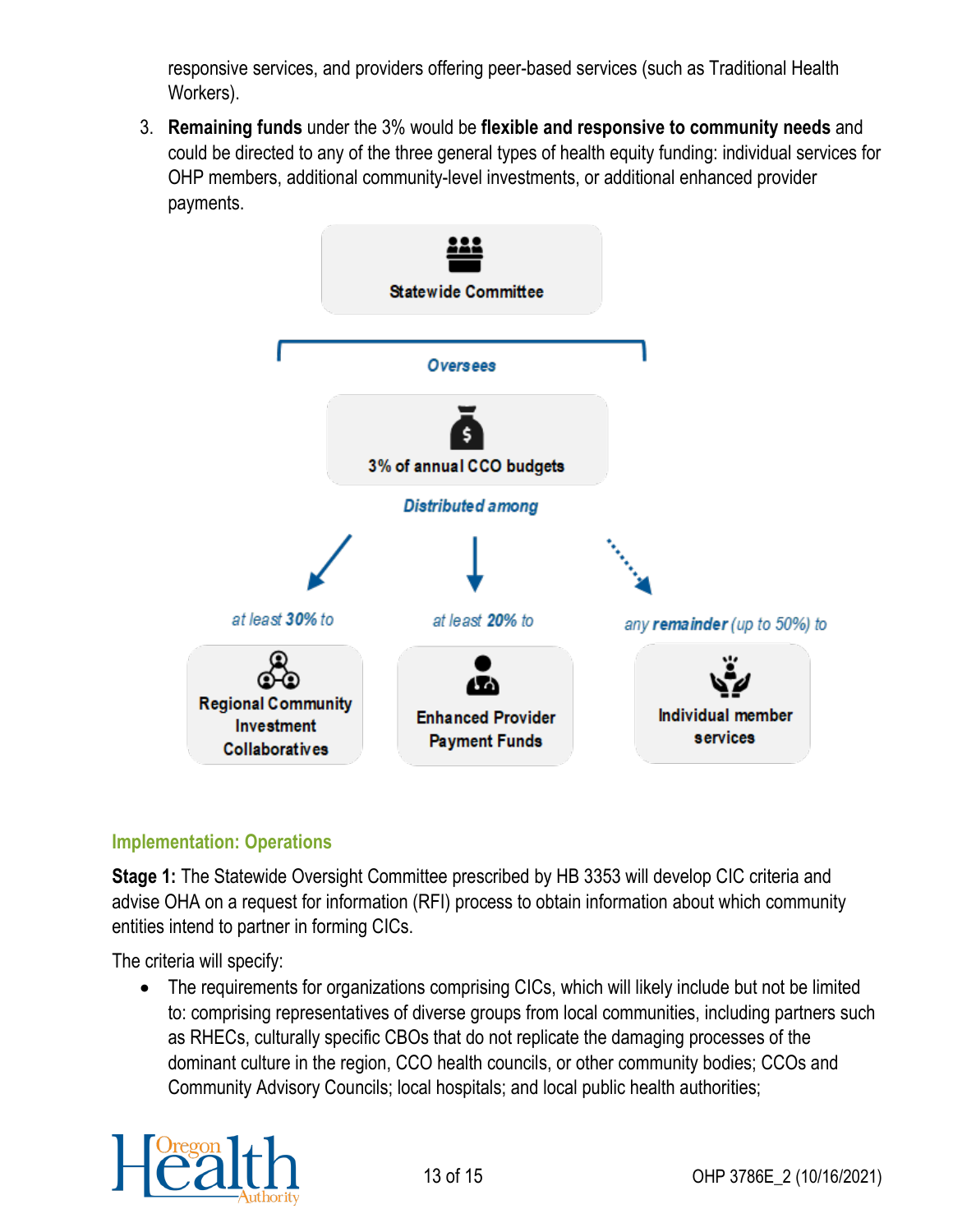responsive services, and providers offering peer-based services (such as Traditional Health Workers).

3. **Remaining funds** under the 3% would be **flexible and responsive to community needs** and could be directed to any of the three general types of health equity funding: individual services for OHP members, additional community-level investments, or additional enhanced provider payments.

**Statewide Committee**

*Oversees*

**3% of annual CCO budgets**

*Distributed among*

*at least **30%** to* — **Regional Community Investment Collaboratives**

*at least **20%** to* — **Enhanced Provider Payment Funds**

*any **remainder** (up to 50%) to* — **Individual member services**

### Implementation: Operations

**Stage 1:** The Statewide Oversight Committee prescribed by HB 3353 will develop CIC criteria and advise OHA on a request for information (RFI) process to obtain information about which community entities intend to partner in forming CICs.

The criteria will specify:

- The requirements for organizations comprising CICs, which will likely include but not be limited to: comprising representatives of diverse groups from local communities, including partners such as RHECs, culturally specific CBOs that do not replicate the damaging processes of the dominant culture in the region, CCO health councils, or other community bodies; CCOs and Community Advisory Councils; local hospitals; and local public health authorities;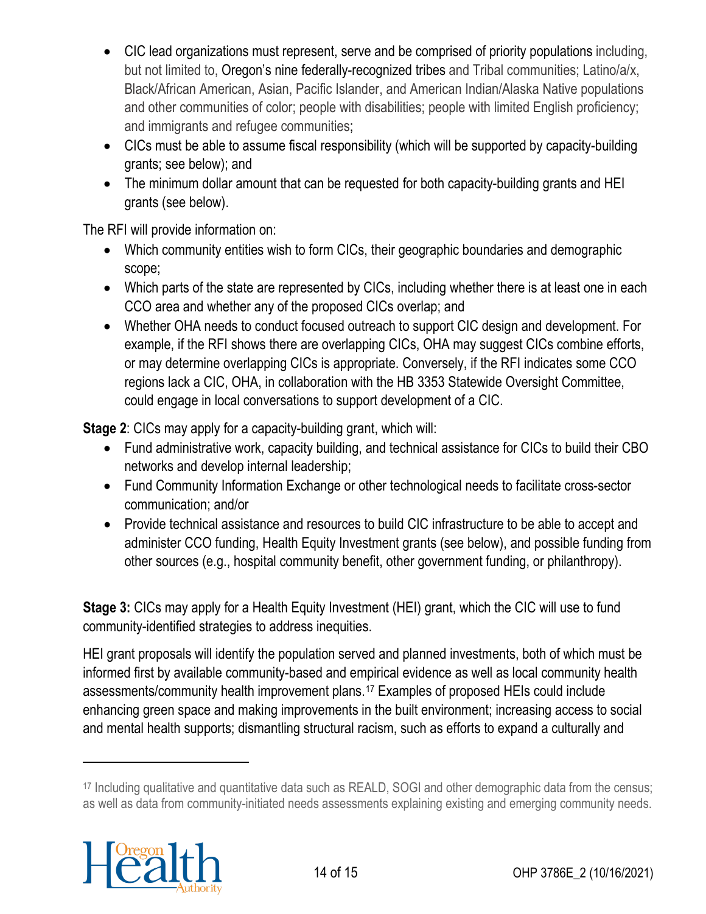- CIC lead organizations must represent, serve and be comprised of priority populations including, but not limited to, Oregon's nine federally-recognized tribes and Tribal communities; Latino/a/x, Black/African American, Asian, Pacific Islander, and American Indian/Alaska Native populations and other communities of color; people with disabilities; people with limited English proficiency; and immigrants and refugee communities;
- CICs must be able to assume fiscal responsibility (which will be supported by capacity-building grants; see below); and
- The minimum dollar amount that can be requested for both capacity-building grants and HEI grants (see below).

The RFI will provide information on:

- Which community entities wish to form CICs, their geographic boundaries and demographic scope;
- Which parts of the state are represented by CICs, including whether there is at least one in each CCO area and whether any of the proposed CICs overlap; and
- Whether OHA needs to conduct focused outreach to support CIC design and development. For example, if the RFI shows there are overlapping CICs, OHA may suggest CICs combine efforts, or may determine overlapping CICs is appropriate. Conversely, if the RFI indicates some CCO regions lack a CIC, OHA, in collaboration with the HB 3353 Statewide Oversight Committee, could engage in local conversations to support development of a CIC.

**Stage 2**: CICs may apply for a capacity-building grant, which will:

- Fund administrative work, capacity building, and technical assistance for CICs to build their CBO networks and develop internal leadership;
- Fund Community Information Exchange or other technological needs to facilitate cross-sector communication; and/or
- Provide technical assistance and resources to build CIC infrastructure to be able to accept and administer CCO funding, Health Equity Investment grants (see below), and possible funding from other sources (e.g., hospital community benefit, other government funding, or philanthropy).

**Stage 3:** CICs may apply for a Health Equity Investment (HEI) grant, which the CIC will use to fund community-identified strategies to address inequities.

HEI grant proposals will identify the population served and planned investments, both of which must be informed first by available community-based and empirical evidence as well as local community health assessments/community health improvement plans.[17] Examples of proposed HEIs could include enhancing green space and making improvements in the built environment; increasing access to social and mental health supports; dismantling structural racism, such as efforts to expand a culturally and

[17] Including qualitative and quantitative data such as REALD, SOGI and other demographic data from the census; as well as data from community-initiated needs assessments explaining existing and emerging community needs.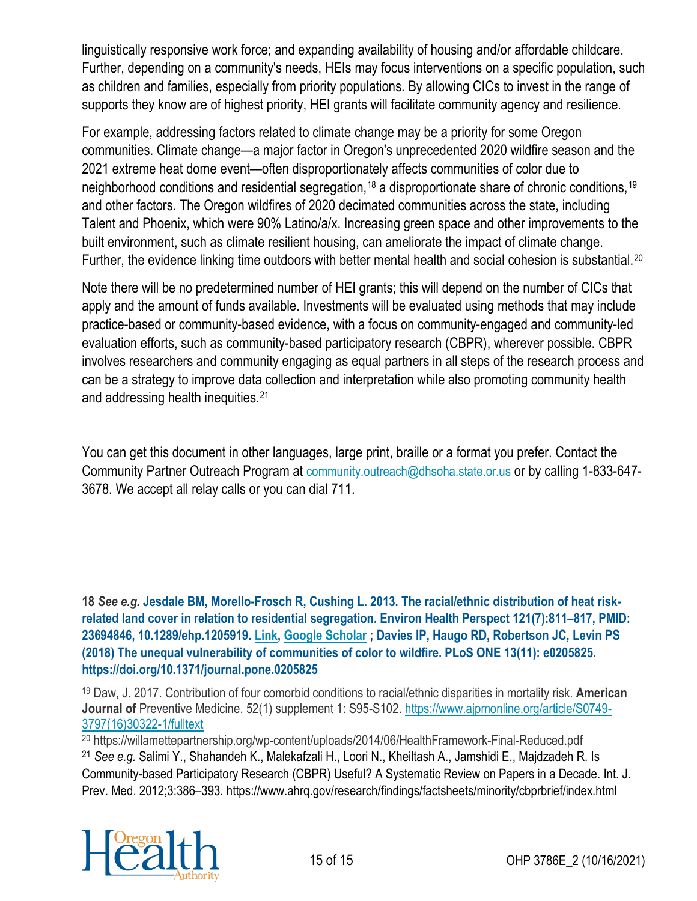linguistically responsive work force; and expanding availability of housing and/or affordable childcare. Further, depending on a community's needs, HEIs may focus interventions on a specific population, such as children and families, especially from priority populations. By allowing CICs to invest in the range of supports they know are of highest priority, HEI grants will facilitate community agency and resilience.

For example, addressing factors related to climate change may be a priority for some Oregon communities. Climate change—a major factor in Oregon's unprecedented 2020 wildfire season and the 2021 extreme heat dome event—often disproportionately affects communities of color due to neighborhood conditions and residential segregation,[18] a disproportionate share of chronic conditions,[19] and other factors. The Oregon wildfires of 2020 decimated communities across the state, including Talent and Phoenix, which were 90% Latino/a/x. Increasing green space and other improvements to the built environment, such as climate resilient housing, can ameliorate the impact of climate change. Further, the evidence linking time outdoors with better mental health and social cohesion is substantial.[20]

Note there will be no predetermined number of HEI grants; this will depend on the number of CICs that apply and the amount of funds available. Investments will be evaluated using methods that may include practice-based or community-based evidence, with a focus on community-engaged and community-led evaluation efforts, such as community-based participatory research (CBPR), wherever possible. CBPR involves researchers and community engaging as equal partners in all steps of the research process and can be a strategy to improve data collection and interpretation while also promoting community health and addressing health inequities.[21]

You can get this document in other languages, large print, braille or a format you prefer. Contact the Community Partner Outreach Program at community.outreach@dhsoha.state.or.us or by calling 1-833-647-3678. We accept all relay calls or you can dial 711.

---

**18** ***See e.g.*** **Jesdale BM, Morello-Frosch R, Cushing L. 2013. The racial/ethnic distribution of heat risk-related land cover in relation to residential segregation. Environ Health Perspect 121(7):811–817, PMID: 23694846, 10.1289/ehp.1205919. Link, Google Scholar ; Davies IP, Haugo RD, Robertson JC, Levin PS (2018) The unequal vulnerability of communities of color to wildfire. PLoS ONE 13(11): e0205825. https://doi.org/10.1371/journal.pone.0205825**

[19] Daw, J. 2017. Contribution of four comorbid conditions to racial/ethnic disparities in mortality risk. **American Journal of** Preventive Medicine. 52(1) supplement 1: S95-S102. https://www.ajpmonline.org/article/S0749-3797(16)30322-1/fulltext

[20] https://willamettepartnership.org/wp-content/uploads/2014/06/HealthFramework-Final-Reduced.pdf

[21] *See e.g.* Salimi Y., Shahandeh K., Malekafzali H., Loori N., Kheiltash A., Jamshidi E., Majdzadeh R. Is Community-based Participatory Research (CBPR) Useful? A Systematic Review on Papers in a Decade. Int. J. Prev. Med. 2012;3:386–393. https://www.ahrq.gov/research/findings/factsheets/minority/cbprbrief/index.html

OHP 3786E_2 (10/16/2021)